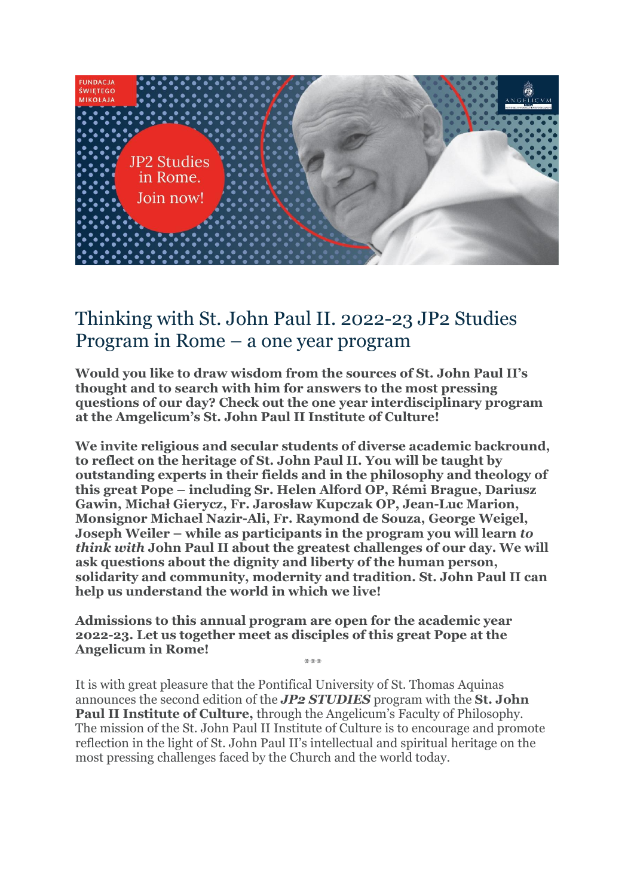# Thinking with St. John Paul II. 2022-23 JP2 Studies Program in Rome – a one year program

**Would you like to draw wisdom from the sources of St. John Paul II's thought and to search with him for answers to the most pressing questions of our day? Check out the one year interdisciplinary program at the Amgelicum's St. John Paul II Institute of Culture!**

**We invite religious and secular students of diverse academic backround, to reflect on the heritage of St. John Paul II. You will be taught by outstanding experts in their fields and in the philosophy and theology of this great Pope – including Sr. Helen Alford OP, Rémi Brague, Dariusz Gawin, Michał Gierycz, Fr. Jarosław Kupczak OP, Jean-Luc Marion, Monsignor Michael Nazir-Ali, Fr. Raymond de Souza, George Weigel, Joseph Weiler – while as participants in the program you will learn *to think with* John Paul II about the greatest challenges of our day. We will ask questions about the dignity and liberty of the human person, solidarity and community, modernity and tradition. St. John Paul II can help us understand the world in which we live!**

**Admissions to this annual program are open for the academic year 2022-23. Let us together meet as disciples of this great Pope at the Angelicum in Rome!**

***

It is with great pleasure that the Pontifical University of St. Thomas Aquinas announces the second edition of the ***JP2 STUDIES*** program with the **St. John Paul II Institute of Culture,** through the Angelicum's Faculty of Philosophy. The mission of the St. John Paul II Institute of Culture is to encourage and promote reflection in the light of St. John Paul II's intellectual and spiritual heritage on the most pressing challenges faced by the Church and the world today.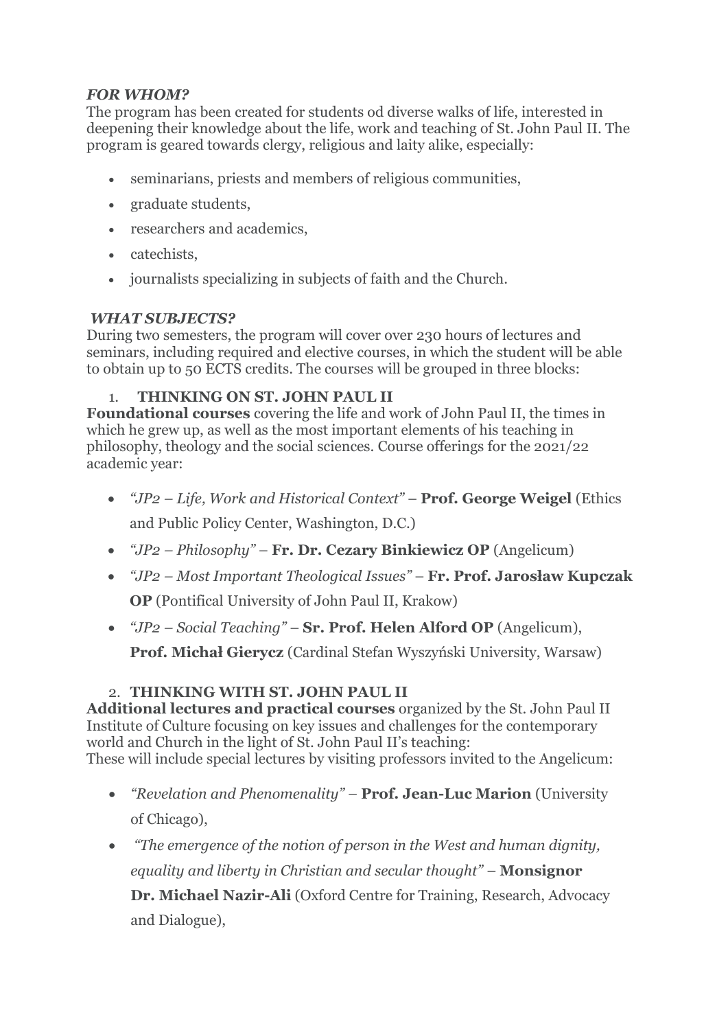***FOR WHOM?***

The program has been created for students od diverse walks of life, interested in deepening their knowledge about the life, work and teaching of St. John Paul II. The program is geared towards clergy, religious and laity alike, especially:

- seminarians, priests and members of religious communities,
- graduate students,
- researchers and academics,
- catechists,
- journalists specializing in subjects of faith and the Church.

***WHAT SUBJECTS?***

During two semesters, the program will cover over 230 hours of lectures and seminars, including required and elective courses, in which the student will be able to obtain up to 50 ECTS credits. The courses will be grouped in three blocks:

1. **THINKING ON ST. JOHN PAUL II**

**Foundational courses** covering the life and work of John Paul II, the times in which he grew up, as well as the most important elements of his teaching in philosophy, theology and the social sciences. Course offerings for the 2021/22 academic year:

- *"JP2 – Life, Work and Historical Context"* – **Prof. George Weigel** (Ethics and Public Policy Center, Washington, D.C.)
- *"JP2 – Philosophy"* – **Fr. Dr. Cezary Binkiewicz OP** (Angelicum)
- *"JP2 – Most Important Theological Issues"* – **Fr. Prof. Jarosław Kupczak OP** (Pontifical University of John Paul II, Krakow)
- *"JP2 – Social Teaching"* – **Sr. Prof. Helen Alford OP** (Angelicum), **Prof. Michał Gierycz** (Cardinal Stefan Wyszyński University, Warsaw)

2. **THINKING WITH ST. JOHN PAUL II**

**Additional lectures and practical courses** organized by the St. John Paul II Institute of Culture focusing on key issues and challenges for the contemporary world and Church in the light of St. John Paul II's teaching:
These will include special lectures by visiting professors invited to the Angelicum:

- *"Revelation and Phenomenality"* – **Prof. Jean-Luc Marion** (University of Chicago),
- *"The emergence of the notion of person in the West and human dignity, equality and liberty in Christian and secular thought"* – **Monsignor Dr. Michael Nazir-Ali** (Oxford Centre for Training, Research, Advocacy and Dialogue),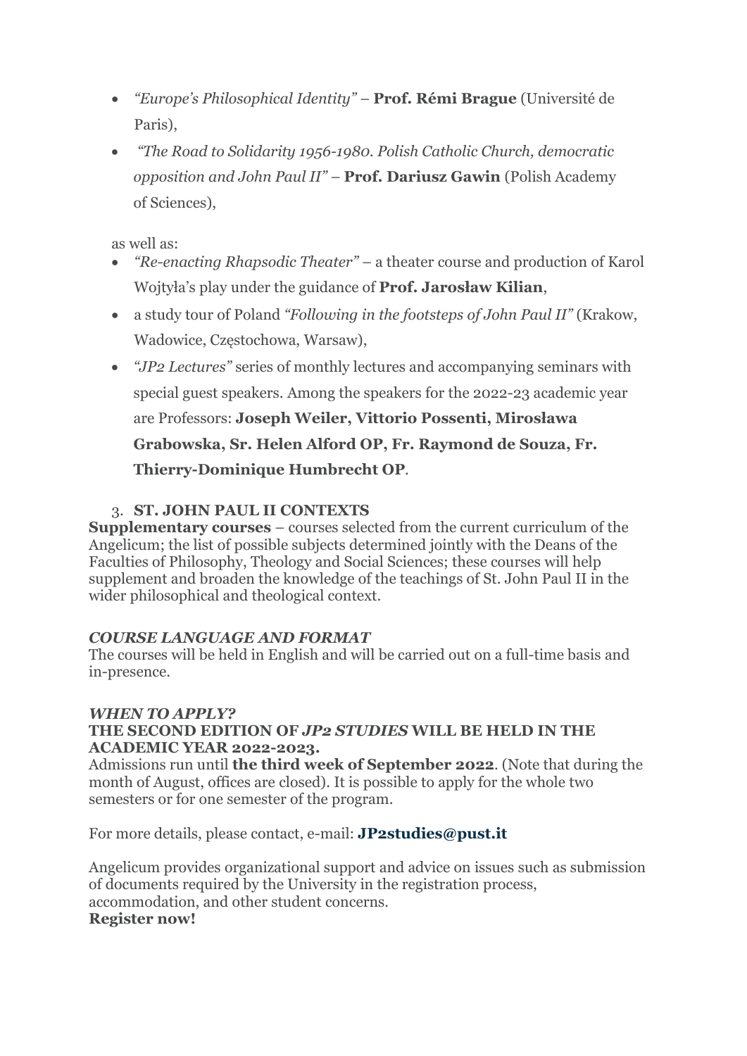- *"Europe's Philosophical Identity"* – **Prof. Rémi Brague** (Université de Paris),
- *"The Road to Solidarity 1956-1980. Polish Catholic Church, democratic opposition and John Paul II"* – **Prof. Dariusz Gawin** (Polish Academy of Sciences),

as well as:

- *"Re-enacting Rhapsodic Theater"* – a theater course and production of Karol Wojtyła's play under the guidance of **Prof. Jarosław Kilian**,
- a study tour of Poland *"Following in the footsteps of John Paul II"* (Krakow, Wadowice, Częstochowa, Warsaw),
- *"JP2 Lectures"* series of monthly lectures and accompanying seminars with special guest speakers. Among the speakers for the 2022-23 academic year are Professors: **Joseph Weiler, Vittorio Possenti, Mirosława Grabowska, Sr. Helen Alford OP, Fr. Raymond de Souza, Fr. Thierry-Dominique Humbrecht OP**.

3. **ST. JOHN PAUL II CONTEXTS**

**Supplementary courses** – courses selected from the current curriculum of the Angelicum; the list of possible subjects determined jointly with the Deans of the Faculties of Philosophy, Theology and Social Sciences; these courses will help supplement and broaden the knowledge of the teachings of St. John Paul II in the wider philosophical and theological context.

### *COURSE LANGUAGE AND FORMAT*

The courses will be held in English and will be carried out on a full-time basis and in-presence.

### *WHEN TO APPLY?*

**THE SECOND EDITION OF *JP2 STUDIES* WILL BE HELD IN THE ACADEMIC YEAR 2022-2023.**

Admissions run until **the third week of September 2022**. (Note that during the month of August, offices are closed). It is possible to apply for the whole two semesters or for one semester of the program.

For more details, please contact, e-mail: **JP2studies@pust.it**

Angelicum provides organizational support and advice on issues such as submission of documents required by the University in the registration process, accommodation, and other student concerns.

**Register now!**